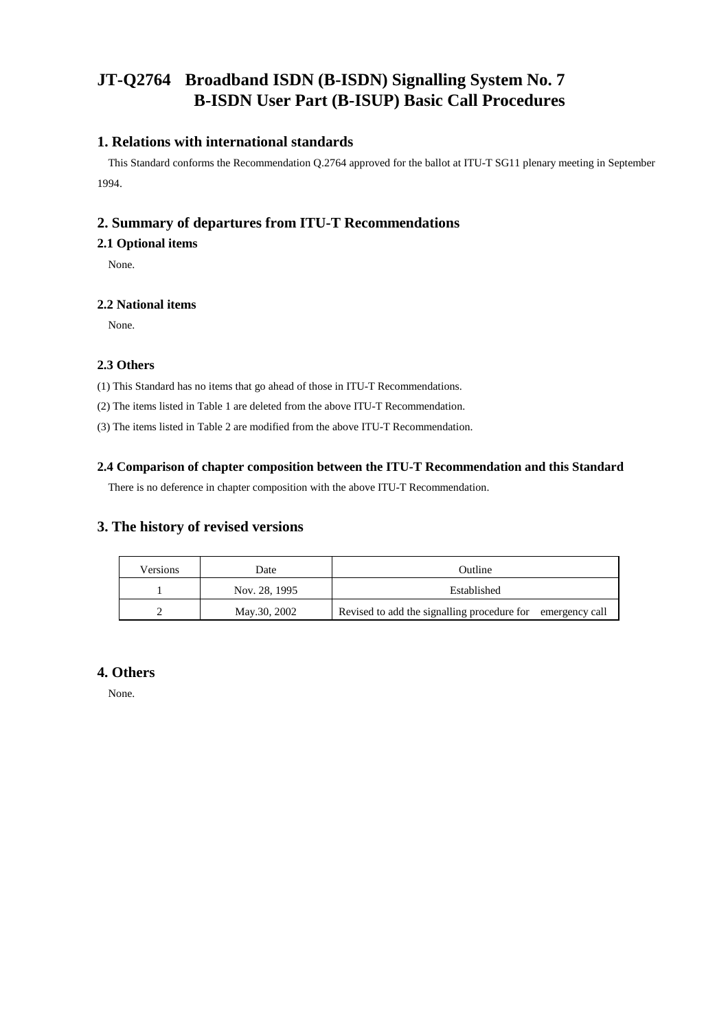# JT-Q2764　Broadband ISDN (B-ISDN) Signalling System No. 7 B-ISDN User Part (B-ISUP) Basic Call Procedures

## 1. Relations with international standards

This Standard conforms the Recommendation Q.2764 approved for the ballot at ITU-T SG11 plenary meeting in September 1994.

## 2. Summary of departures from ITU-T Recommendations

### 2.1 Optional items

None.

### 2.2 National items

None.

### 2.3 Others

(1) This Standard has no items that go ahead of those in ITU-T Recommendations.

(2) The items listed in Table 1 are deleted from the above ITU-T Recommendation.

(3) The items listed in Table 2 are modified from the above ITU-T Recommendation.

### 2.4 Comparison of chapter composition between the ITU-T Recommendation and this Standard

There is no deference in chapter composition with the above ITU-T Recommendation.

## 3. The history of revised versions

| Versions | Date | Outline |
|---|---|---|
| 1 | Nov. 28, 1995 | Established |
| 2 | May.30, 2002 | Revised to add the signalling procedure for emergency call |

## 4. Others

None.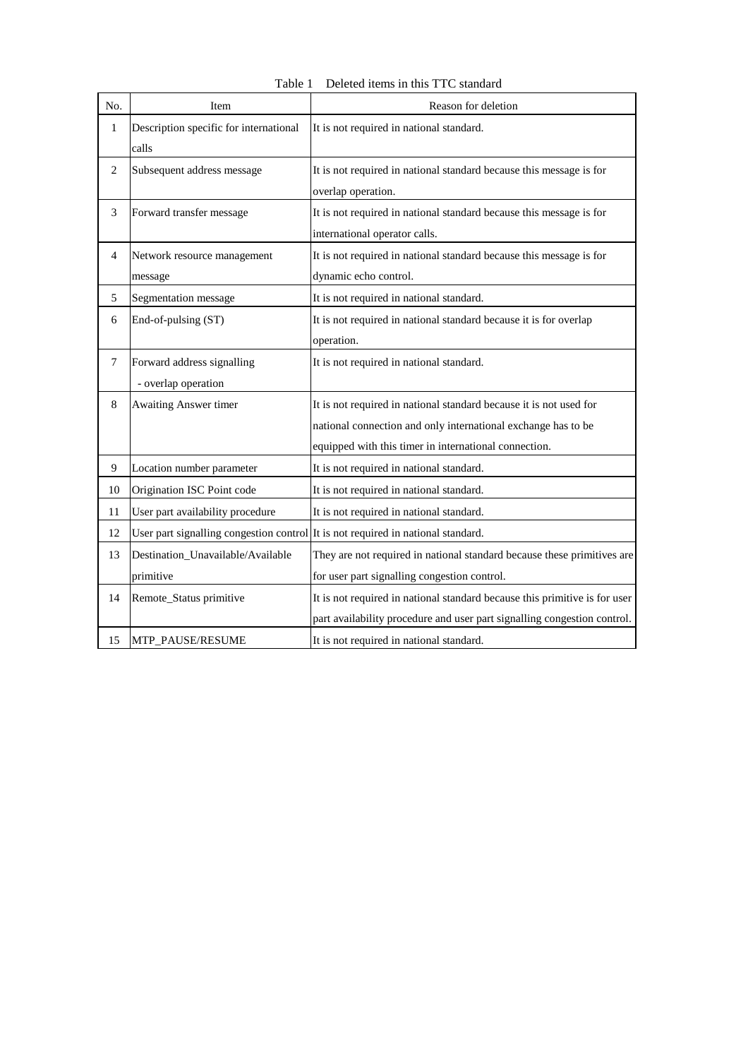Table 1 Deleted items in this TTC standard

| No. | Item | Reason for deletion |
|---|---|---|
| 1 | Description specific for international calls | It is not required in national standard. |
| 2 | Subsequent address message | It is not required in national standard because this message is for overlap operation. |
| 3 | Forward transfer message | It is not required in national standard because this message is for international operator calls. |
| 4 | Network resource management message | It is not required in national standard because this message is for dynamic echo control. |
| 5 | Segmentation message | It is not required in national standard. |
| 6 | End-of-pulsing (ST) | It is not required in national standard because it is for overlap operation. |
| 7 | Forward address signalling<br>- overlap operation | It is not required in national standard. |
| 8 | Awaiting Answer timer | It is not required in national standard because it is not used for national connection and only international exchange has to be equipped with this timer in international connection. |
| 9 | Location number parameter | It is not required in national standard. |
| 10 | Origination ISC Point code | It is not required in national standard. |
| 11 | User part availability procedure | It is not required in national standard. |
| 12 | User part signalling congestion control | It is not required in national standard. |
| 13 | Destination_Unavailable/Available primitive | They are not required in national standard because these primitives are for user part signalling congestion control. |
| 14 | Remote_Status primitive | It is not required in national standard because this primitive is for user part availability procedure and user part signalling congestion control. |
| 15 | MTP_PAUSE/RESUME | It is not required in national standard. |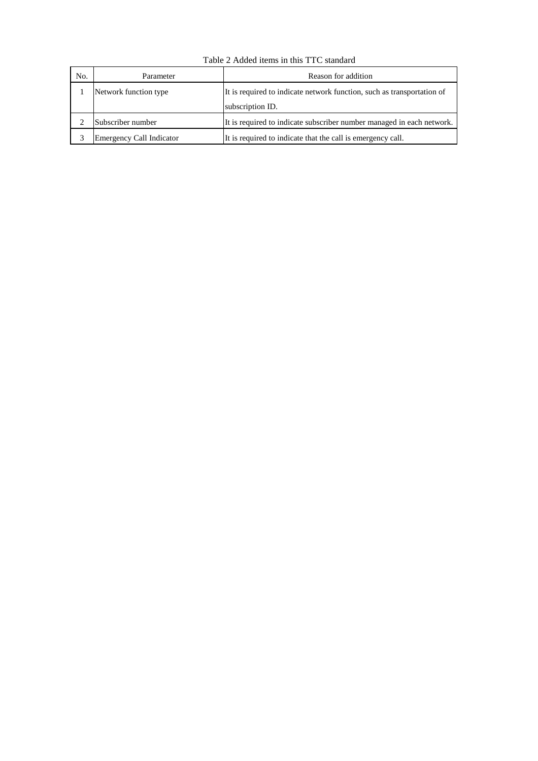Table 2 Added items in this TTC standard

| No. | Parameter | Reason for addition |
| --- | --- | --- |
| 1 | Network function type | It is required to indicate network function, such as transportation of subscription ID. |
| 2 | Subscriber number | It is required to indicate subscriber number managed in each network. |
| 3 | Emergency Call Indicator | It is required to indicate that the call is emergency call. |